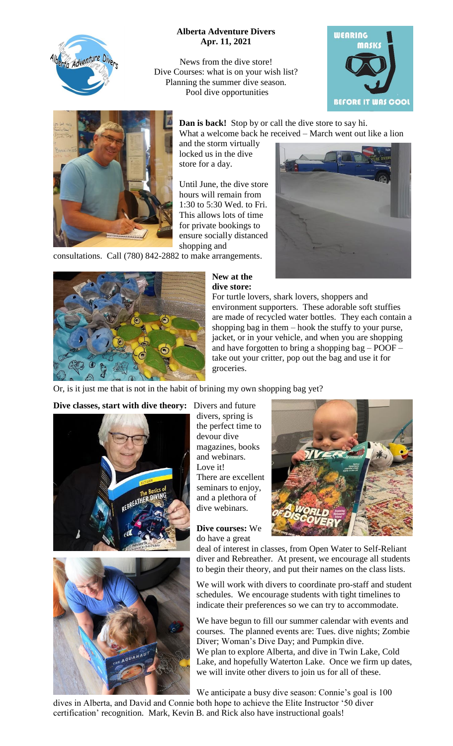**Alberta Adventure Divers**
**Apr. 11, 2021**

News from the dive store!
Dive Courses: what is on your wish list?
Planning the summer dive season.
Pool dive opportunities

**Dan is back!** Stop by or call the dive store to say hi. What a welcome back he received – March went out like a lion and the storm virtually locked us in the dive store for a day.

Until June, the dive store hours will remain from 1:30 to 5:30 Wed. to Fri. This allows lots of time for private bookings to ensure socially distanced shopping and consultations. Call (780) 842-2882 to make arrangements.

**New at the dive store:**
For turtle lovers, shark lovers, shoppers and environment supporters. These adorable soft stuffies are made of recycled water bottles. They each contain a shopping bag in them – hook the stuffy to your purse, jacket, or in your vehicle, and when you are shopping and have forgotten to bring a shopping bag – POOF – take out your critter, pop out the bag and use it for groceries.

Or, is it just me that is not in the habit of brining my own shopping bag yet?

**Dive classes, start with dive theory:** Divers and future divers, spring is the perfect time to devour dive magazines, books and webinars. Love it! There are excellent seminars to enjoy, and a plethora of dive webinars.

**Dive courses:** We do have a great deal of interest in classes, from Open Water to Self-Reliant diver and Rebreather. At present, we encourage all students to begin their theory, and put their names on the class lists.

We will work with divers to coordinate pro-staff and student schedules. We encourage students with tight timelines to indicate their preferences so we can try to accommodate.

We have begun to fill our summer calendar with events and courses. The planned events are: Tues. dive nights; Zombie Diver; Woman's Dive Day; and Pumpkin dive.
We plan to explore Alberta, and dive in Twin Lake, Cold Lake, and hopefully Waterton Lake. Once we firm up dates, we will invite other divers to join us for all of these.

We anticipate a busy dive season: Connie's goal is 100 dives in Alberta, and David and Connie both hope to achieve the Elite Instructor '50 diver certification' recognition. Mark, Kevin B. and Rick also have instructional goals!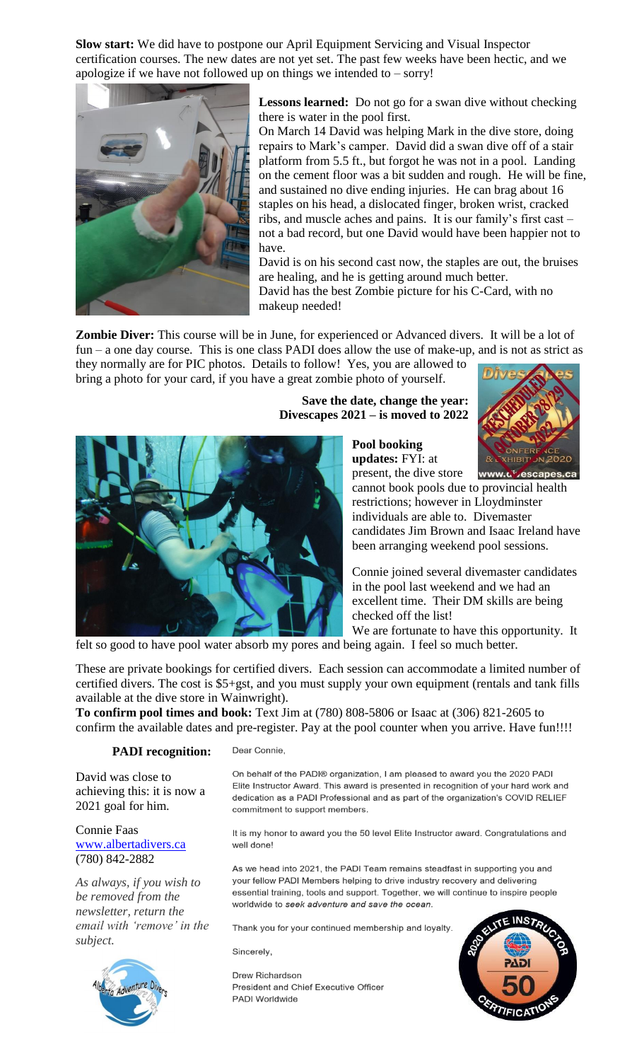**Slow start:** We did have to postpone our April Equipment Servicing and Visual Inspector certification courses. The new dates are not yet set. The past few weeks have been hectic, and we apologize if we have not followed up on things we intended to – sorry!

**Lessons learned:** Do not go for a swan dive without checking there is water in the pool first.

On March 14 David was helping Mark in the dive store, doing repairs to Mark's camper. David did a swan dive off of a stair platform from 5.5 ft., but forgot he was not in a pool. Landing on the cement floor was a bit sudden and rough. He will be fine, and sustained no dive ending injuries. He can brag about 16 staples on his head, a dislocated finger, broken wrist, cracked ribs, and muscle aches and pains. It is our family's first cast – not a bad record, but one David would have been happier not to have.

David is on his second cast now, the staples are out, the bruises are healing, and he is getting around much better.

David has the best Zombie picture for his C-Card, with no makeup needed!

**Zombie Diver:** This course will be in June, for experienced or Advanced divers. It will be a lot of fun – a one day course. This is one class PADI does allow the use of make-up, and is not as strict as they normally are for PIC photos. Details to follow! Yes, you are allowed to bring a photo for your card, if you have a great zombie photo of yourself.

**Save the date, change the year: Divescapes 2021 – is moved to 2022**

**Pool booking updates:** FYI: at present, the dive store cannot book pools due to provincial health restrictions; however in Lloydminster individuals are able to. Divemaster candidates Jim Brown and Isaac Ireland have been arranging weekend pool sessions.

Connie joined several divemaster candidates in the pool last weekend and we had an excellent time. Their DM skills are being checked off the list!

We are fortunate to have this opportunity. It felt so good to have pool water absorb my pores and being again. I feel so much better.

These are private bookings for certified divers. Each session can accommodate a limited number of certified divers. The cost is $5+gst, and you must supply your own equipment (rentals and tank fills available at the dive store in Wainwright).

**To confirm pool times and book:** Text Jim at (780) 808-5806 or Isaac at (306) 821-2605 to confirm the available dates and pre-register. Pay at the pool counter when you arrive. Have fun!!!!

**PADI recognition:**

David was close to achieving this: it is now a 2021 goal for him.

Dear Connie,

On behalf of the PADI® organization, I am pleased to award you the 2020 PADI Elite Instructor Award. This award is presented in recognition of your hard work and dedication as a PADI Professional and as part of the organization's COVID RELIEF commitment to support members.

It is my honor to award you the 50 level Elite Instructor award. Congratulations and well done!

As we head into 2021, the PADI Team remains steadfast in supporting you and your fellow PADI Members helping to drive industry recovery and delivering essential training, tools and support. Together, we will continue to inspire people worldwide to *seek adventure and save the ocean*.

Thank you for your continued membership and loyalty.

Sincerely,

Drew Richardson
President and Chief Executive Officer
PADI Worldwide

Connie Faas
www.albertadivers.ca
(780) 842-2882

*As always, if you wish to be removed from the newsletter, return the email with 'remove' in the subject.*